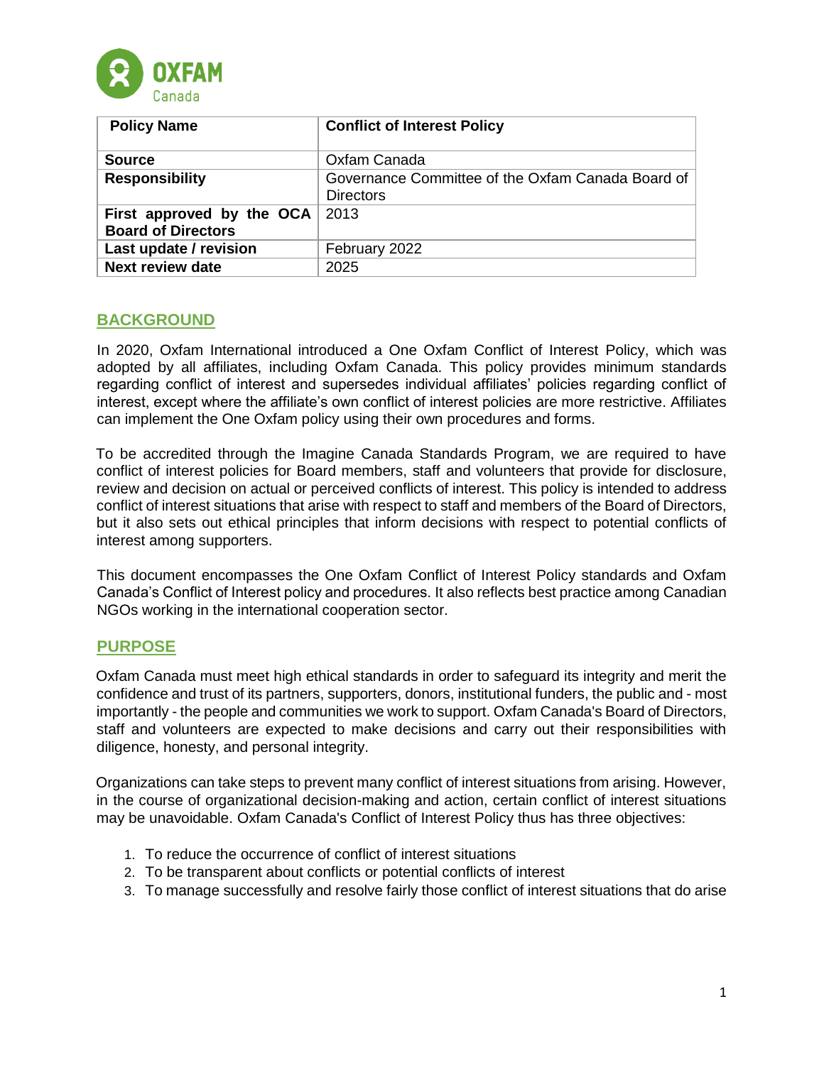| Policy Name | Conflict of Interest Policy |
| --- | --- |
| **Source** | Oxfam Canada |
| **Responsibility** | Governance Committee of the Oxfam Canada Board of Directors |
| **First approved by the OCA Board of Directors** | 2013 |
| **Last update / revision** | February 2022 |
| **Next review date** | 2025 |

## BACKGROUND

In 2020, Oxfam International introduced a One Oxfam Conflict of Interest Policy, which was adopted by all affiliates, including Oxfam Canada. This policy provides minimum standards regarding conflict of interest and supersedes individual affiliates' policies regarding conflict of interest, except where the affiliate's own conflict of interest policies are more restrictive. Affiliates can implement the One Oxfam policy using their own procedures and forms.

To be accredited through the Imagine Canada Standards Program, we are required to have conflict of interest policies for Board members, staff and volunteers that provide for disclosure, review and decision on actual or perceived conflicts of interest. This policy is intended to address conflict of interest situations that arise with respect to staff and members of the Board of Directors, but it also sets out ethical principles that inform decisions with respect to potential conflicts of interest among supporters.

This document encompasses the One Oxfam Conflict of Interest Policy standards and Oxfam Canada's Conflict of Interest policy and procedures. It also reflects best practice among Canadian NGOs working in the international cooperation sector.

## PURPOSE

Oxfam Canada must meet high ethical standards in order to safeguard its integrity and merit the confidence and trust of its partners, supporters, donors, institutional funders, the public and - most importantly - the people and communities we work to support. Oxfam Canada's Board of Directors, staff and volunteers are expected to make decisions and carry out their responsibilities with diligence, honesty, and personal integrity.

Organizations can take steps to prevent many conflict of interest situations from arising. However, in the course of organizational decision-making and action, certain conflict of interest situations may be unavoidable. Oxfam Canada's Conflict of Interest Policy thus has three objectives:

1. To reduce the occurrence of conflict of interest situations
2. To be transparent about conflicts or potential conflicts of interest
3. To manage successfully and resolve fairly those conflict of interest situations that do arise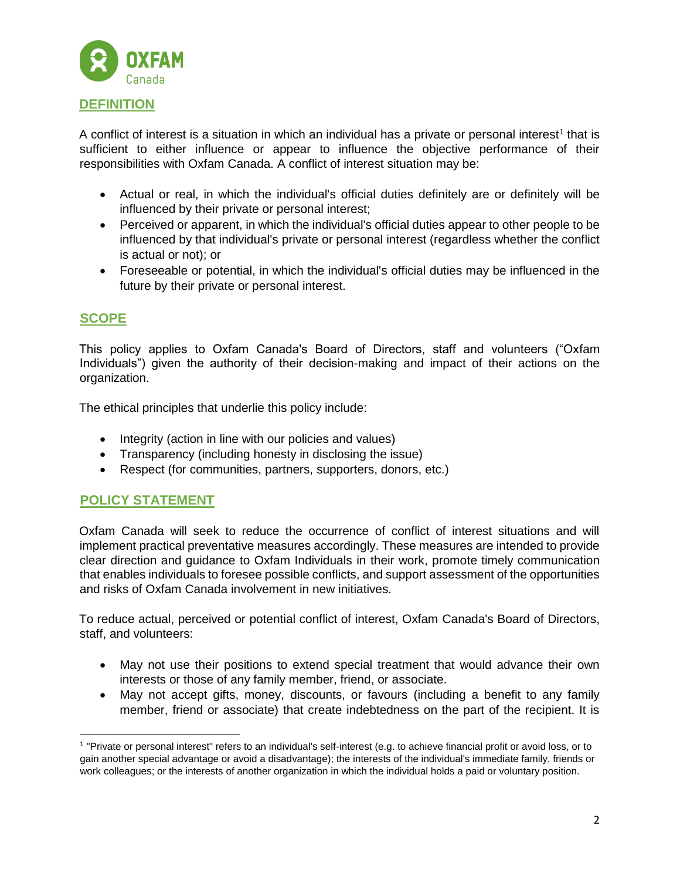## DEFINITION

A conflict of interest is a situation in which an individual has a private or personal interest[1] that is sufficient to either influence or appear to influence the objective performance of their responsibilities with Oxfam Canada. A conflict of interest situation may be:

- Actual or real, in which the individual's official duties definitely are or definitely will be influenced by their private or personal interest;
- Perceived or apparent, in which the individual's official duties appear to other people to be influenced by that individual's private or personal interest (regardless whether the conflict is actual or not); or
- Foreseeable or potential, in which the individual's official duties may be influenced in the future by their private or personal interest.

## SCOPE

This policy applies to Oxfam Canada's Board of Directors, staff and volunteers ("Oxfam Individuals") given the authority of their decision-making and impact of their actions on the organization.

The ethical principles that underlie this policy include:

- Integrity (action in line with our policies and values)
- Transparency (including honesty in disclosing the issue)
- Respect (for communities, partners, supporters, donors, etc.)

## POLICY STATEMENT

Oxfam Canada will seek to reduce the occurrence of conflict of interest situations and will implement practical preventative measures accordingly. These measures are intended to provide clear direction and guidance to Oxfam Individuals in their work, promote timely communication that enables individuals to foresee possible conflicts, and support assessment of the opportunities and risks of Oxfam Canada involvement in new initiatives.

To reduce actual, perceived or potential conflict of interest, Oxfam Canada's Board of Directors, staff, and volunteers:

- May not use their positions to extend special treatment that would advance their own interests or those of any family member, friend, or associate.
- May not accept gifts, money, discounts, or favours (including a benefit to any family member, friend or associate) that create indebtedness on the part of the recipient. It is

[1] "Private or personal interest" refers to an individual's self-interest (e.g. to achieve financial profit or avoid loss, or to gain another special advantage or avoid a disadvantage); the interests of the individual's immediate family, friends or work colleagues; or the interests of another organization in which the individual holds a paid or voluntary position.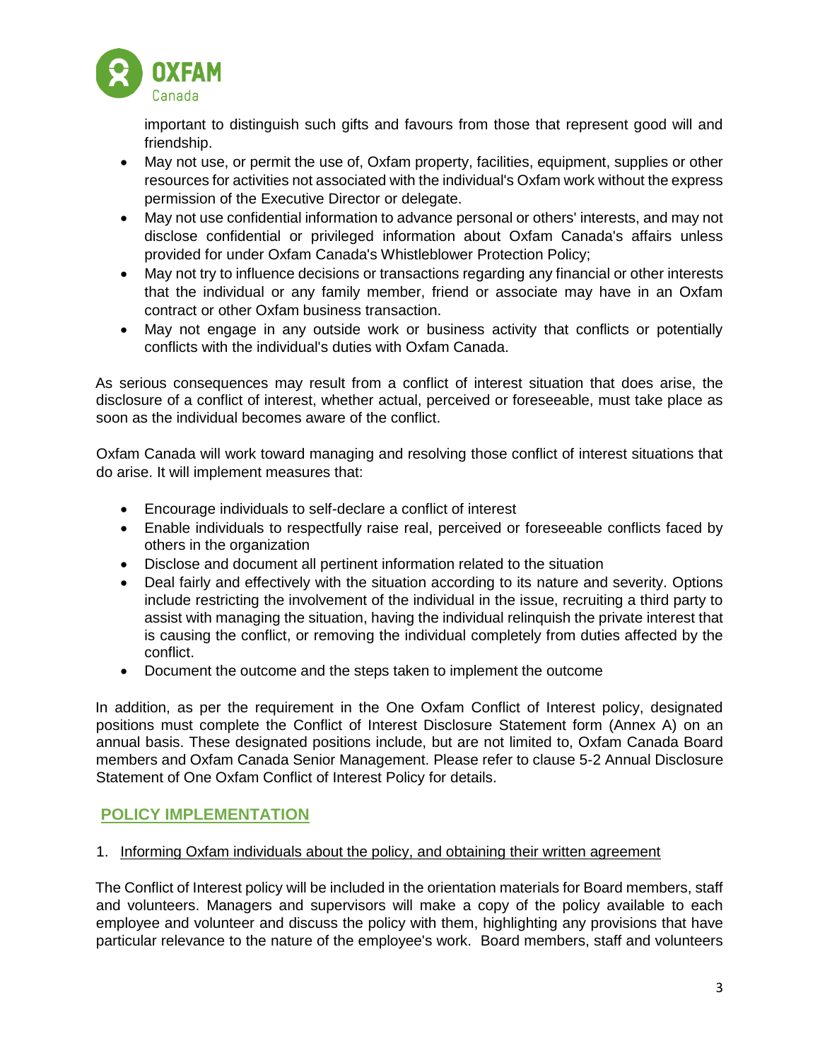important to distinguish such gifts and favours from those that represent good will and friendship.

- May not use, or permit the use of, Oxfam property, facilities, equipment, supplies or other resources for activities not associated with the individual's Oxfam work without the express permission of the Executive Director or delegate.
- May not use confidential information to advance personal or others' interests, and may not disclose confidential or privileged information about Oxfam Canada's affairs unless provided for under Oxfam Canada's Whistleblower Protection Policy;
- May not try to influence decisions or transactions regarding any financial or other interests that the individual or any family member, friend or associate may have in an Oxfam contract or other Oxfam business transaction.
- May not engage in any outside work or business activity that conflicts or potentially conflicts with the individual's duties with Oxfam Canada.

As serious consequences may result from a conflict of interest situation that does arise, the disclosure of a conflict of interest, whether actual, perceived or foreseeable, must take place as soon as the individual becomes aware of the conflict.

Oxfam Canada will work toward managing and resolving those conflict of interest situations that do arise. It will implement measures that:

- Encourage individuals to self-declare a conflict of interest
- Enable individuals to respectfully raise real, perceived or foreseeable conflicts faced by others in the organization
- Disclose and document all pertinent information related to the situation
- Deal fairly and effectively with the situation according to its nature and severity. Options include restricting the involvement of the individual in the issue, recruiting a third party to assist with managing the situation, having the individual relinquish the private interest that is causing the conflict, or removing the individual completely from duties affected by the conflict.
- Document the outcome and the steps taken to implement the outcome

In addition, as per the requirement in the One Oxfam Conflict of Interest policy, designated positions must complete the Conflict of Interest Disclosure Statement form (Annex A) on an annual basis. These designated positions include, but are not limited to, Oxfam Canada Board members and Oxfam Canada Senior Management. Please refer to clause 5-2 Annual Disclosure Statement of One Oxfam Conflict of Interest Policy for details.

## POLICY IMPLEMENTATION

1. Informing Oxfam individuals about the policy, and obtaining their written agreement

The Conflict of Interest policy will be included in the orientation materials for Board members, staff and volunteers. Managers and supervisors will make a copy of the policy available to each employee and volunteer and discuss the policy with them, highlighting any provisions that have particular relevance to the nature of the employee's work. Board members, staff and volunteers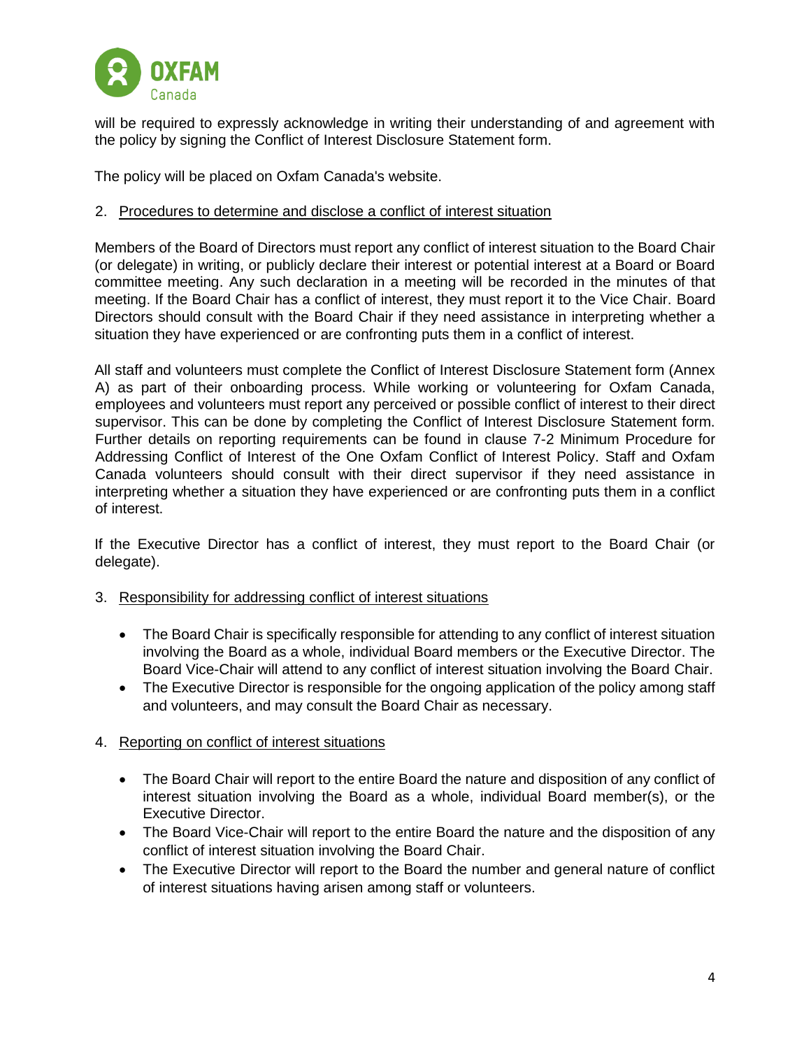will be required to expressly acknowledge in writing their understanding of and agreement with the policy by signing the Conflict of Interest Disclosure Statement form.

The policy will be placed on Oxfam Canada's website.

2. Procedures to determine and disclose a conflict of interest situation

Members of the Board of Directors must report any conflict of interest situation to the Board Chair (or delegate) in writing, or publicly declare their interest or potential interest at a Board or Board committee meeting. Any such declaration in a meeting will be recorded in the minutes of that meeting. If the Board Chair has a conflict of interest, they must report it to the Vice Chair. Board Directors should consult with the Board Chair if they need assistance in interpreting whether a situation they have experienced or are confronting puts them in a conflict of interest.

All staff and volunteers must complete the Conflict of Interest Disclosure Statement form (Annex A) as part of their onboarding process. While working or volunteering for Oxfam Canada, employees and volunteers must report any perceived or possible conflict of interest to their direct supervisor. This can be done by completing the Conflict of Interest Disclosure Statement form. Further details on reporting requirements can be found in clause 7-2 Minimum Procedure for Addressing Conflict of Interest of the One Oxfam Conflict of Interest Policy. Staff and Oxfam Canada volunteers should consult with their direct supervisor if they need assistance in interpreting whether a situation they have experienced or are confronting puts them in a conflict of interest.

If the Executive Director has a conflict of interest, they must report to the Board Chair (or delegate).

3. Responsibility for addressing conflict of interest situations

- The Board Chair is specifically responsible for attending to any conflict of interest situation involving the Board as a whole, individual Board members or the Executive Director. The Board Vice-Chair will attend to any conflict of interest situation involving the Board Chair.
- The Executive Director is responsible for the ongoing application of the policy among staff and volunteers, and may consult the Board Chair as necessary.

4. Reporting on conflict of interest situations

- The Board Chair will report to the entire Board the nature and disposition of any conflict of interest situation involving the Board as a whole, individual Board member(s), or the Executive Director.
- The Board Vice-Chair will report to the entire Board the nature and the disposition of any conflict of interest situation involving the Board Chair.
- The Executive Director will report to the Board the number and general nature of conflict of interest situations having arisen among staff or volunteers.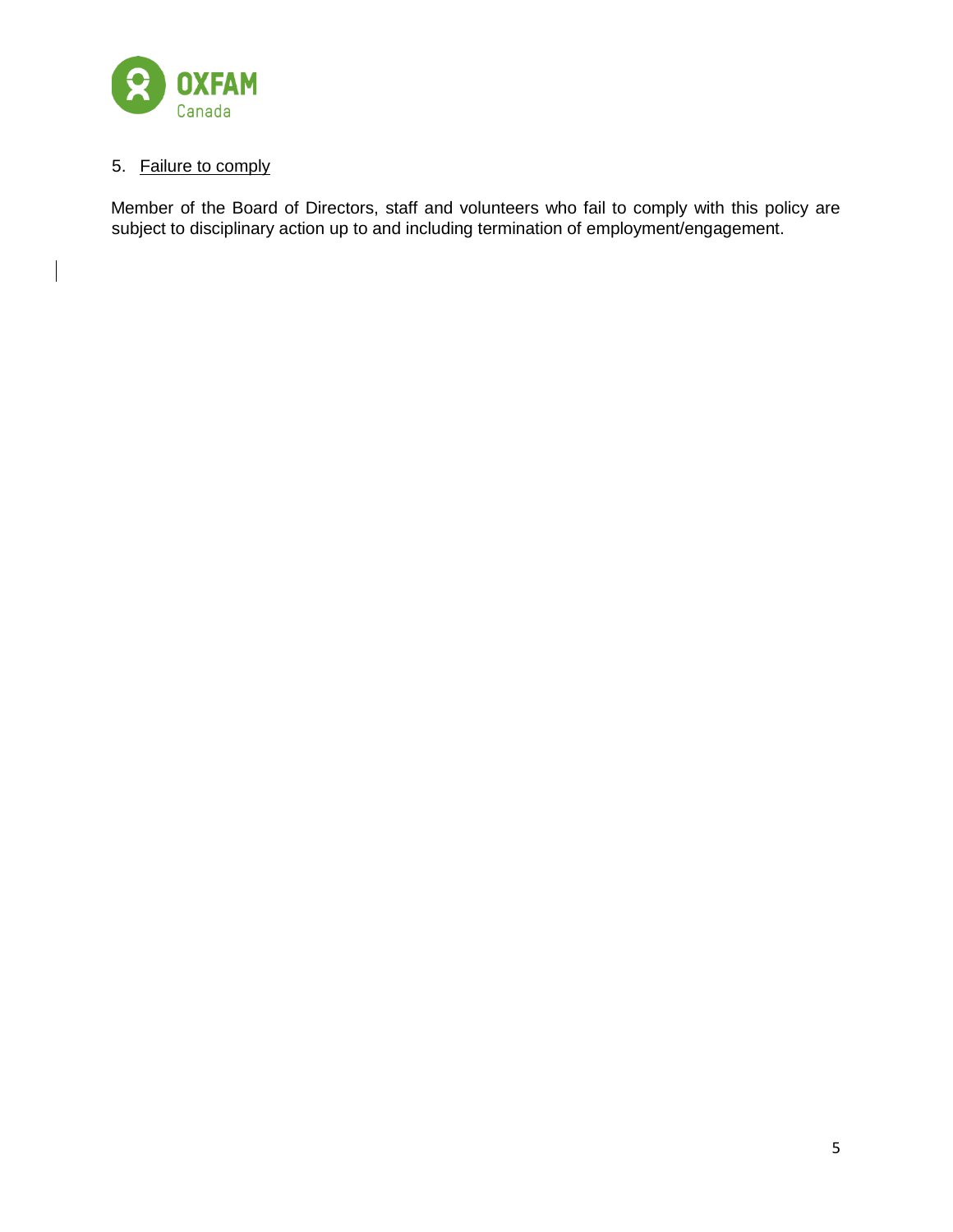## 5. Failure to comply

Member of the Board of Directors, staff and volunteers who fail to comply with this policy are subject to disciplinary action up to and including termination of employment/engagement.